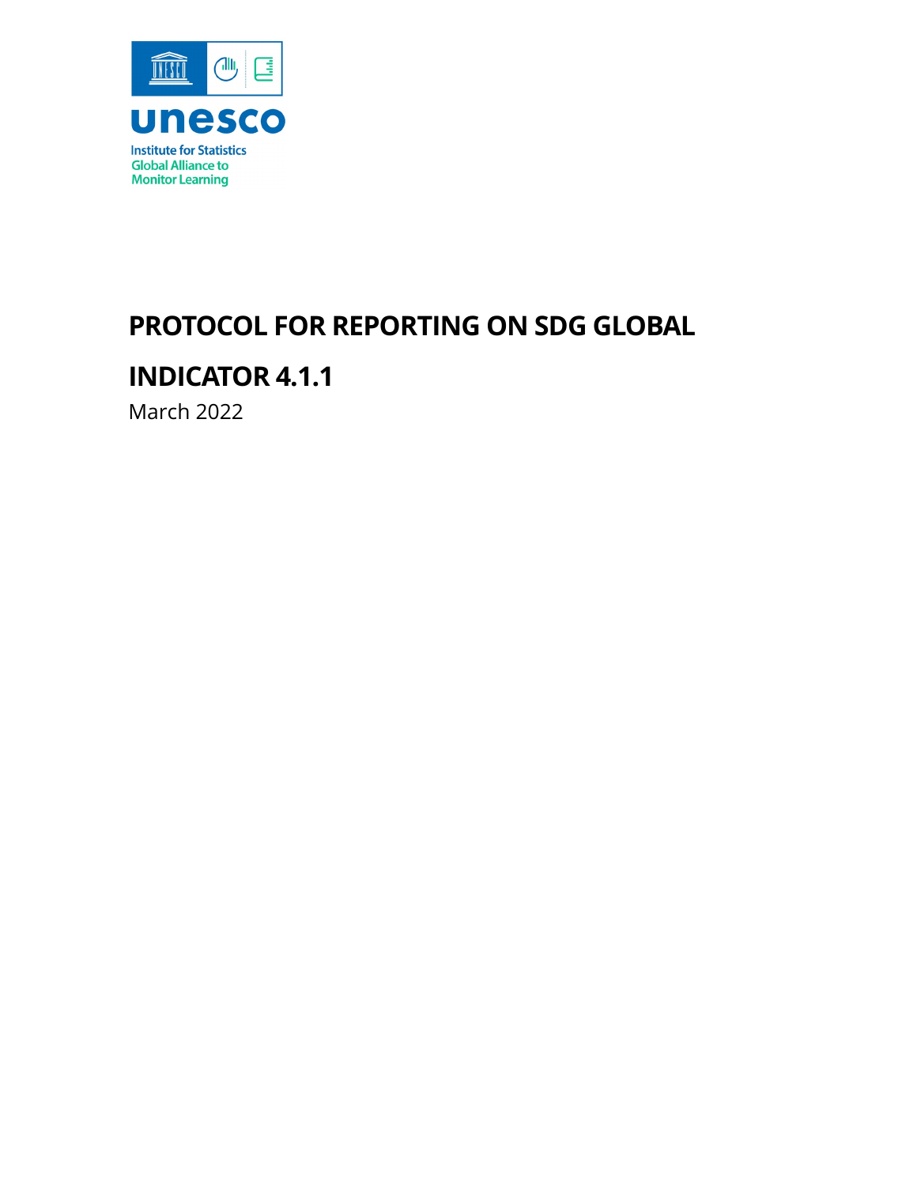unesco

Institute for Statistics
Global Alliance to
Monitor Learning

# PROTOCOL FOR REPORTING ON SDG GLOBAL INDICATOR 4.1.1

March 2022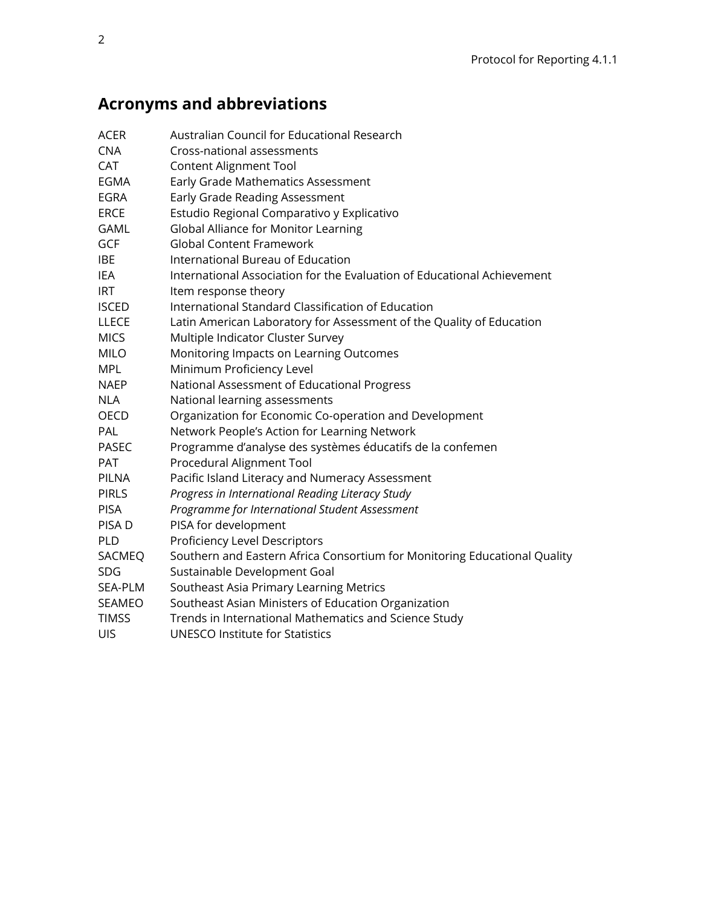## Acronyms and abbreviations

| | |
|---|---|
| ACER | Australian Council for Educational Research |
| CNA | Cross-national assessments |
| CAT | Content Alignment Tool |
| EGMA | Early Grade Mathematics Assessment |
| EGRA | Early Grade Reading Assessment |
| ERCE | Estudio Regional Comparativo y Explicativo |
| GAML | Global Alliance for Monitor Learning |
| GCF | Global Content Framework |
| IBE | International Bureau of Education |
| IEA | International Association for the Evaluation of Educational Achievement |
| IRT | Item response theory |
| ISCED | International Standard Classification of Education |
| LLECE | Latin American Laboratory for Assessment of the Quality of Education |
| MICS | Multiple Indicator Cluster Survey |
| MILO | Monitoring Impacts on Learning Outcomes |
| MPL | Minimum Proficiency Level |
| NAEP | National Assessment of Educational Progress |
| NLA | National learning assessments |
| OECD | Organization for Economic Co-operation and Development |
| PAL | Network People's Action for Learning Network |
| PASEC | Programme d'analyse des systèmes éducatifs de la confemen |
| PAT | Procedural Alignment Tool |
| PILNA | Pacific Island Literacy and Numeracy Assessment |
| PIRLS | *Progress in International Reading Literacy Study* |
| PISA | *Programme for International Student Assessment* |
| PISA D | PISA for development |
| PLD | Proficiency Level Descriptors |
| SACMEQ | Southern and Eastern Africa Consortium for Monitoring Educational Quality |
| SDG | Sustainable Development Goal |
| SEA-PLM | Southeast Asia Primary Learning Metrics |
| SEAMEO | Southeast Asian Ministers of Education Organization |
| TIMSS | Trends in International Mathematics and Science Study |
| UIS | UNESCO Institute for Statistics |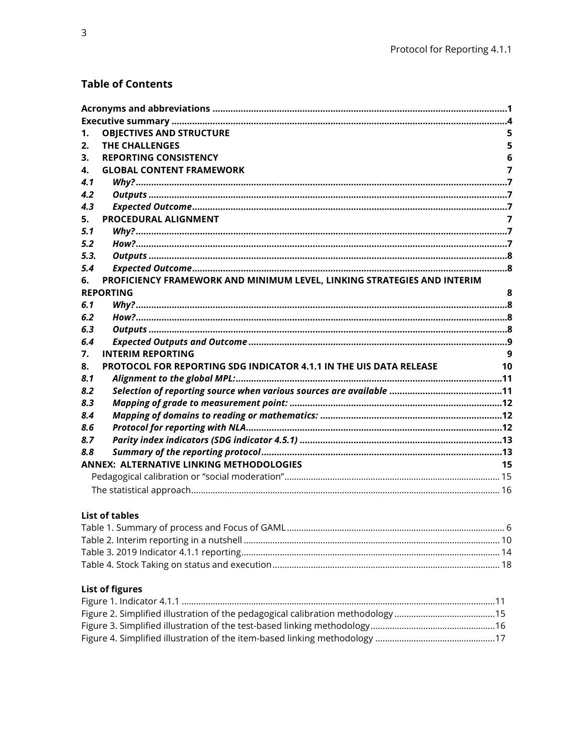## Table of Contents

**Acronyms and abbreviations** .......... **1**
**Executive summary** .......... **4**
**1. OBJECTIVES AND STRUCTURE** **5**
**2. THE CHALLENGES** **5**
**3. REPORTING CONSISTENCY** **6**
**4. GLOBAL CONTENT FRAMEWORK** **7**
***4.1 Why?*** .......... **7**
***4.2 Outputs*** .......... **7**
***4.3 Expected Outcome*** .......... **7**
**5. PROCEDURAL ALIGNMENT** **7**
***5.1 Why?*** .......... **7**
***5.2 How?*** .......... **7**
***5.3. Outputs*** .......... **8**
***5.4 Expected Outcome*** .......... **8**
**6. PROFICIENCY FRAMEWORK AND MINIMUM LEVEL, LINKING STRATEGIES AND INTERIM REPORTING** **8**
***6.1 Why?*** .......... **8**
***6.2 How?*** .......... **8**
***6.3 Outputs*** .......... **8**
***6.4 Expected Outputs and Outcome*** .......... **9**
**7. INTERIM REPORTING** **9**
**8. PROTOCOL FOR REPORTING SDG INDICATOR 4.1.1 IN THE UIS DATA RELEASE** **10**
***8.1 Alignment to the global MPL:*** .......... **11**
***8.2 Selection of reporting source when various sources are available*** .......... **11**
***8.3 Mapping of grade to measurement point:*** .......... **12**
***8.4 Mapping of domains to reading or mathematics:*** .......... **12**
***8.6 Protocol for reporting with NLA*** .......... **12**
***8.7 Parity index indicators (SDG indicator 4.5.1)*** .......... **13**
***8.8 Summary of the reporting protocol*** .......... **13**
**ANNEX: ALTERNATIVE LINKING METHODOLOGIES** **15**
Pedagogical calibration or "social moderation" .......... 15
The statistical approach .......... 16

### List of tables

Table 1. Summary of process and Focus of GAML .......... 6
Table 2. Interim reporting in a nutshell .......... 10
Table 3. 2019 Indicator 4.1.1 reporting .......... 14
Table 4. Stock Taking on status and execution .......... 18

### List of figures

Figure 1. Indicator 4.1.1 .......... 11
Figure 2. Simplified illustration of the pedagogical calibration methodology .......... 15
Figure 3. Simplified illustration of the test-based linking methodology .......... 16
Figure 4. Simplified illustration of the item-based linking methodology .......... 17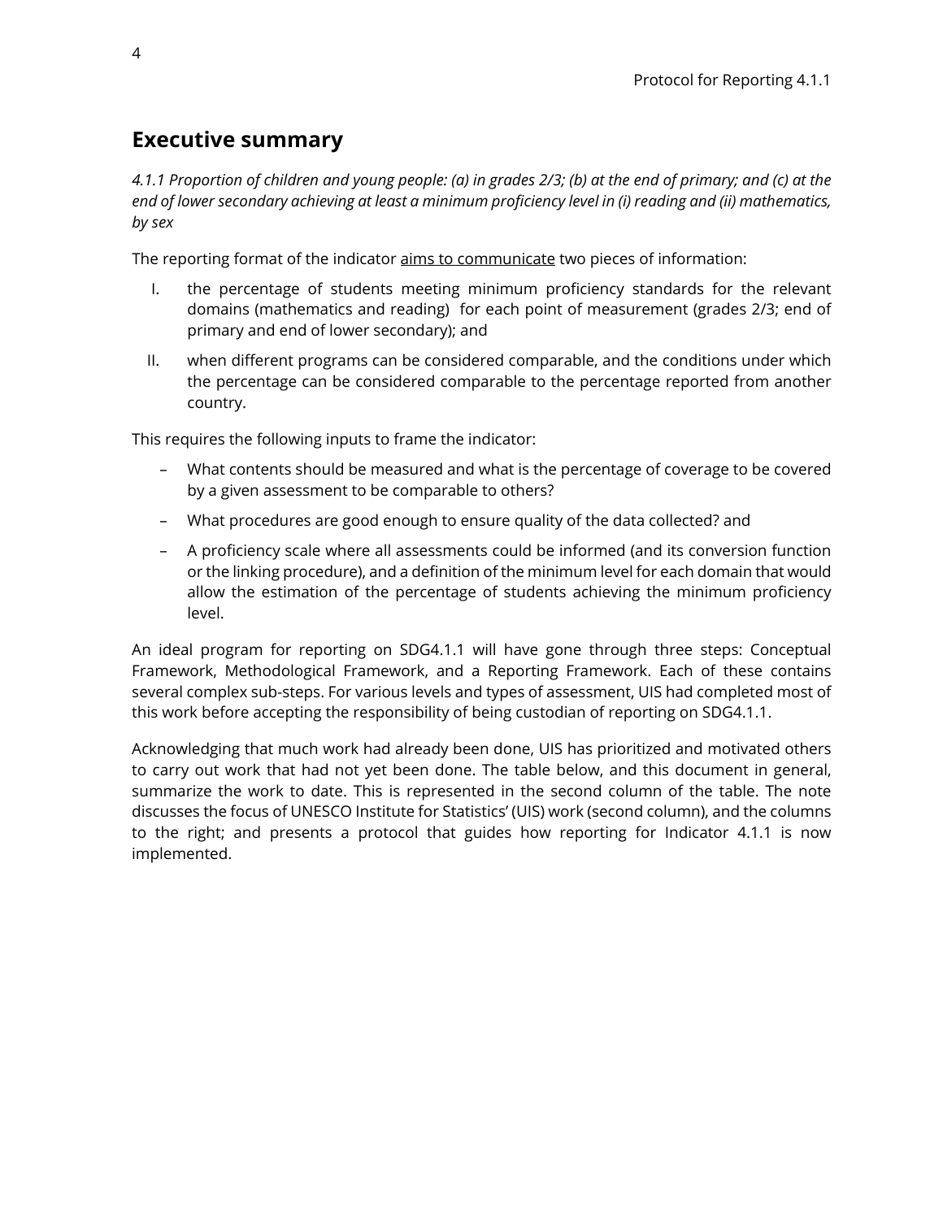## Executive summary

*4.1.1 Proportion of children and young people: (a) in grades 2/3; (b) at the end of primary; and (c) at the end of lower secondary achieving at least a minimum proficiency level in (i) reading and (ii) mathematics, by sex*

The reporting format of the indicator aims to communicate two pieces of information:

I. the percentage of students meeting minimum proficiency standards for the relevant domains (mathematics and reading) for each point of measurement (grades 2/3; end of primary and end of lower secondary); and

II. when different programs can be considered comparable, and the conditions under which the percentage can be considered comparable to the percentage reported from another country.

This requires the following inputs to frame the indicator:

- What contents should be measured and what is the percentage of coverage to be covered by a given assessment to be comparable to others?
- What procedures are good enough to ensure quality of the data collected? and
- A proficiency scale where all assessments could be informed (and its conversion function or the linking procedure), and a definition of the minimum level for each domain that would allow the estimation of the percentage of students achieving the minimum proficiency level.

An ideal program for reporting on SDG4.1.1 will have gone through three steps: Conceptual Framework, Methodological Framework, and a Reporting Framework. Each of these contains several complex sub-steps. For various levels and types of assessment, UIS had completed most of this work before accepting the responsibility of being custodian of reporting on SDG4.1.1.

Acknowledging that much work had already been done, UIS has prioritized and motivated others to carry out work that had not yet been done. The table below, and this document in general, summarize the work to date. This is represented in the second column of the table. The note discusses the focus of UNESCO Institute for Statistics' (UIS) work (second column), and the columns to the right; and presents a protocol that guides how reporting for Indicator 4.1.1 is now implemented.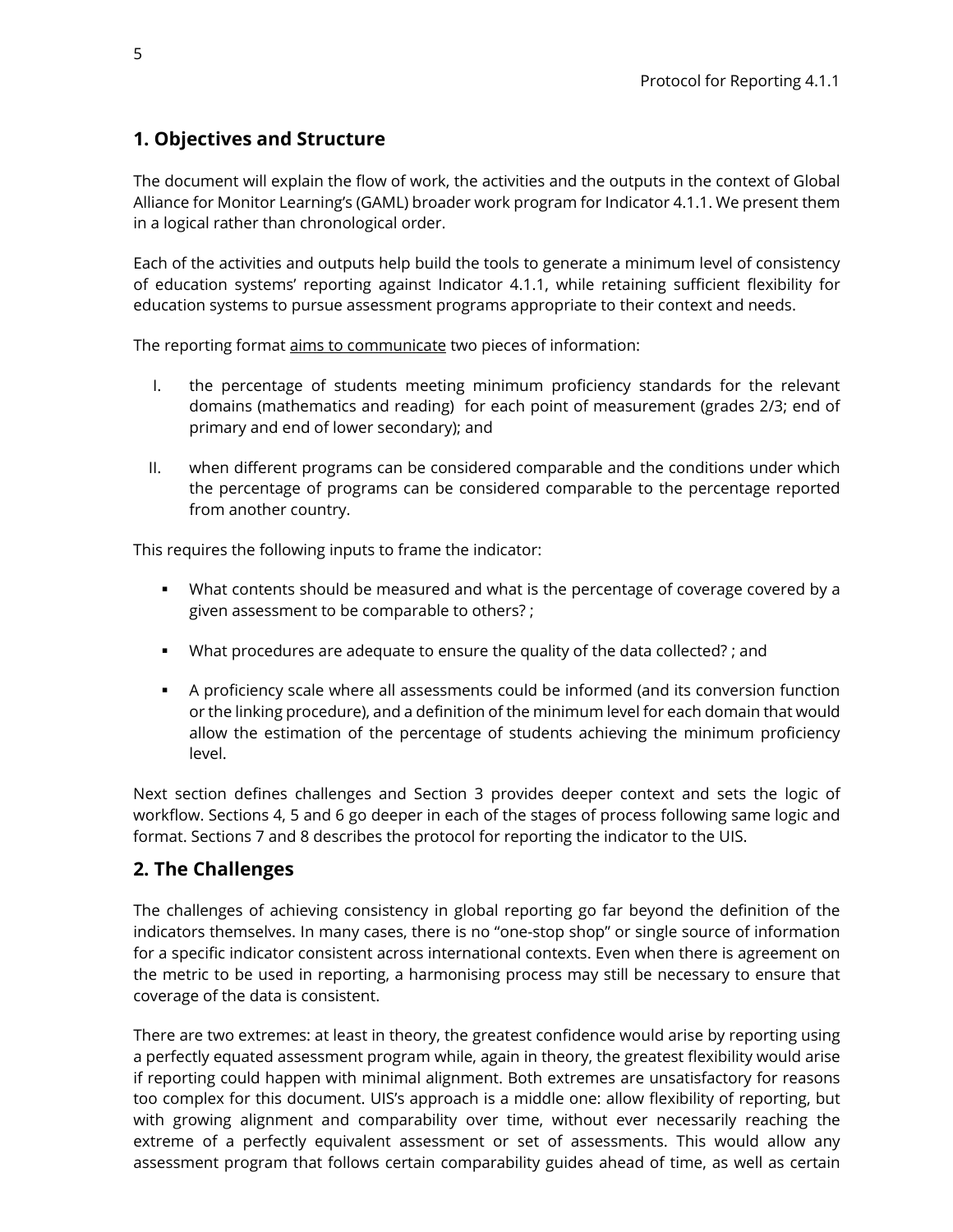## 1. Objectives and Structure

The document will explain the flow of work, the activities and the outputs in the context of Global Alliance for Monitor Learning's (GAML) broader work program for Indicator 4.1.1. We present them in a logical rather than chronological order.

Each of the activities and outputs help build the tools to generate a minimum level of consistency of education systems' reporting against Indicator 4.1.1, while retaining sufficient flexibility for education systems to pursue assessment programs appropriate to their context and needs.

The reporting format <u>aims to communicate</u> two pieces of information:

I. the percentage of students meeting minimum proficiency standards for the relevant domains (mathematics and reading) for each point of measurement (grades 2/3; end of primary and end of lower secondary); and

II. when different programs can be considered comparable and the conditions under which the percentage of programs can be considered comparable to the percentage reported from another country.

This requires the following inputs to frame the indicator:

- What contents should be measured and what is the percentage of coverage covered by a given assessment to be comparable to others? ;
- What procedures are adequate to ensure the quality of the data collected? ; and
- A proficiency scale where all assessments could be informed (and its conversion function or the linking procedure), and a definition of the minimum level for each domain that would allow the estimation of the percentage of students achieving the minimum proficiency level.

Next section defines challenges and Section 3 provides deeper context and sets the logic of workflow. Sections 4, 5 and 6 go deeper in each of the stages of process following same logic and format. Sections 7 and 8 describes the protocol for reporting the indicator to the UIS.

## 2. The Challenges

The challenges of achieving consistency in global reporting go far beyond the definition of the indicators themselves. In many cases, there is no "one-stop shop" or single source of information for a specific indicator consistent across international contexts. Even when there is agreement on the metric to be used in reporting, a harmonising process may still be necessary to ensure that coverage of the data is consistent.

There are two extremes: at least in theory, the greatest confidence would arise by reporting using a perfectly equated assessment program while, again in theory, the greatest flexibility would arise if reporting could happen with minimal alignment. Both extremes are unsatisfactory for reasons too complex for this document. UIS's approach is a middle one: allow flexibility of reporting, but with growing alignment and comparability over time, without ever necessarily reaching the extreme of a perfectly equivalent assessment or set of assessments. This would allow any assessment program that follows certain comparability guides ahead of time, as well as certain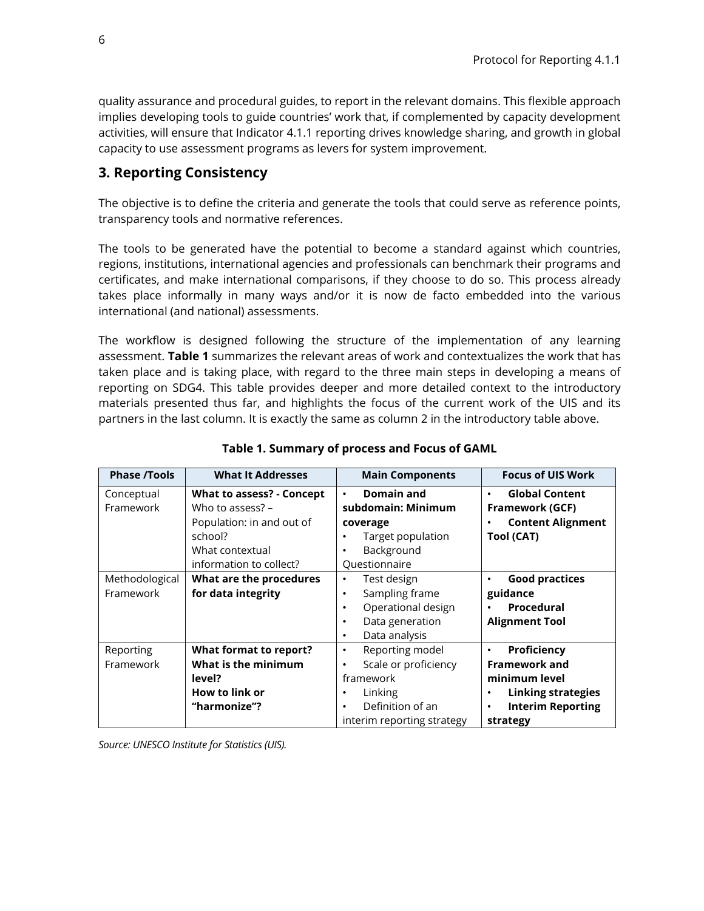quality assurance and procedural guides, to report in the relevant domains. This flexible approach implies developing tools to guide countries' work that, if complemented by capacity development activities, will ensure that Indicator 4.1.1 reporting drives knowledge sharing, and growth in global capacity to use assessment programs as levers for system improvement.

## 3. Reporting Consistency

The objective is to define the criteria and generate the tools that could serve as reference points, transparency tools and normative references.

The tools to be generated have the potential to become a standard against which countries, regions, institutions, international agencies and professionals can benchmark their programs and certificates, and make international comparisons, if they choose to do so. This process already takes place informally in many ways and/or it is now de facto embedded into the various international (and national) assessments.

The workflow is designed following the structure of the implementation of any learning assessment. **Table 1** summarizes the relevant areas of work and contextualizes the work that has taken place and is taking place, with regard to the three main steps in developing a means of reporting on SDG4. This table provides deeper and more detailed context to the introductory materials presented thus far, and highlights the focus of the current work of the UIS and its partners in the last column. It is exactly the same as column 2 in the introductory table above.

**Table 1. Summary of process and Focus of GAML**

| Phase /Tools | What It Addresses | Main Components | Focus of UIS Work |
|---|---|---|---|
| Conceptual Framework | **What to assess? - Concept**<br>Who to assess? – Population: in and out of school?<br>What contextual information to collect? | • **Domain and subdomain: Minimum coverage**<br>• Target population<br>• Background Questionnaire | • **Global Content Framework (GCF)**<br>• **Content Alignment Tool (CAT)** |
| Methodological Framework | **What are the procedures for data integrity** | • Test design<br>• Sampling frame<br>• Operational design<br>• Data generation<br>• Data analysis | • **Good practices guidance**<br>• **Procedural Alignment Tool** |
| Reporting Framework | **What format to report?**<br>**What is the minimum level?**<br>**How to link or "harmonize"?** | • Reporting model<br>• Scale or proficiency framework<br>• Linking<br>• Definition of an interim reporting strategy | • **Proficiency Framework and minimum level**<br>• **Linking strategies**<br>• **Interim Reporting strategy** |

*Source: UNESCO Institute for Statistics (UIS).*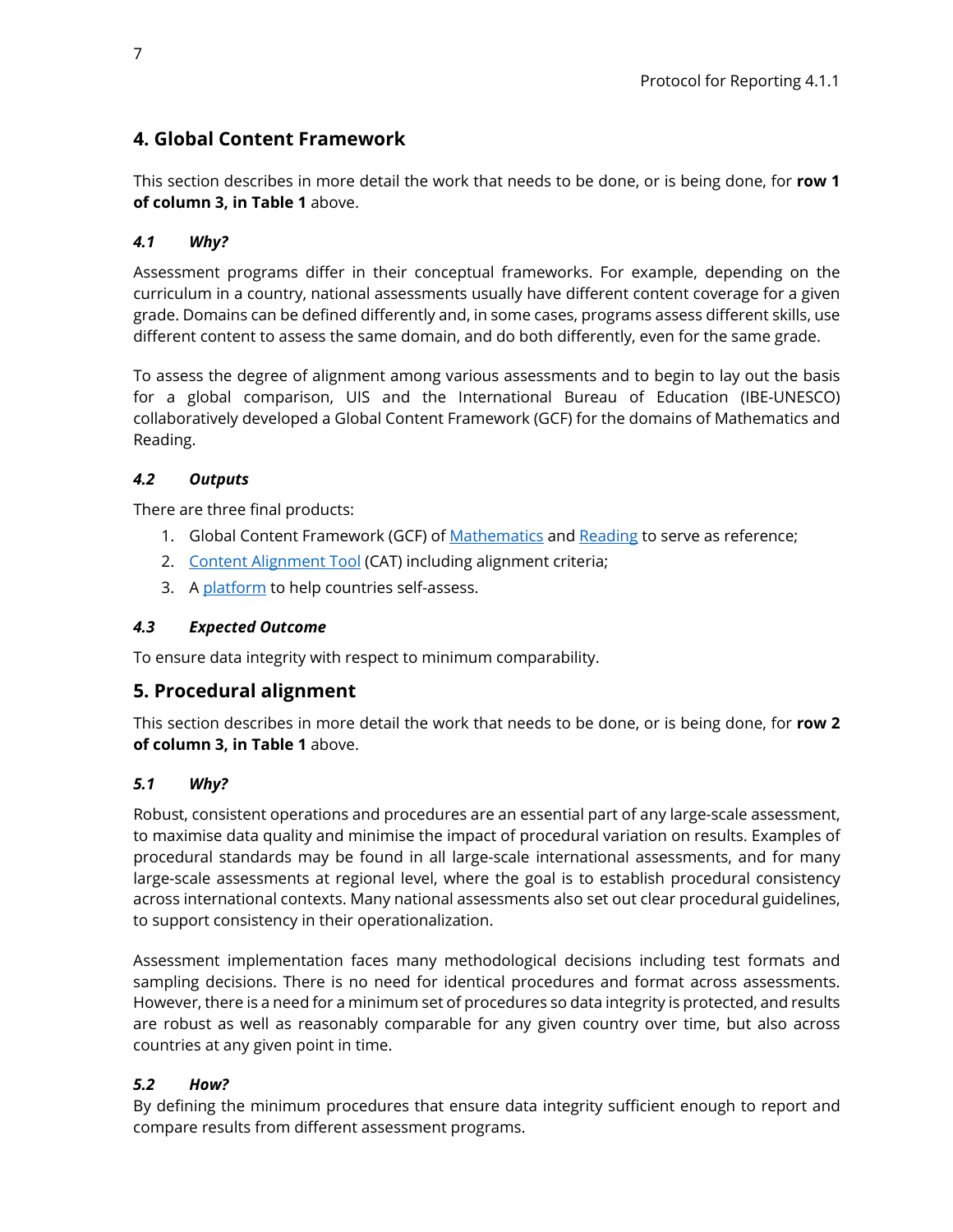## 4. Global Content Framework

This section describes in more detail the work that needs to be done, or is being done, for **row 1 of column 3, in Table 1** above.

### *4.1 Why?*

Assessment programs differ in their conceptual frameworks. For example, depending on the curriculum in a country, national assessments usually have different content coverage for a given grade. Domains can be defined differently and, in some cases, programs assess different skills, use different content to assess the same domain, and do both differently, even for the same grade.

To assess the degree of alignment among various assessments and to begin to lay out the basis for a global comparison, UIS and the International Bureau of Education (IBE-UNESCO) collaboratively developed a Global Content Framework (GCF) for the domains of Mathematics and Reading.

### *4.2 Outputs*

There are three final products:

1. Global Content Framework (GCF) of Mathematics and Reading to serve as reference;
2. Content Alignment Tool (CAT) including alignment criteria;
3. A platform to help countries self-assess.

### *4.3 Expected Outcome*

To ensure data integrity with respect to minimum comparability.

## 5. Procedural alignment

This section describes in more detail the work that needs to be done, or is being done, for **row 2 of column 3, in Table 1** above.

### *5.1 Why?*

Robust, consistent operations and procedures are an essential part of any large-scale assessment, to maximise data quality and minimise the impact of procedural variation on results. Examples of procedural standards may be found in all large-scale international assessments, and for many large-scale assessments at regional level, where the goal is to establish procedural consistency across international contexts. Many national assessments also set out clear procedural guidelines, to support consistency in their operationalization.

Assessment implementation faces many methodological decisions including test formats and sampling decisions. There is no need for identical procedures and format across assessments. However, there is a need for a minimum set of procedures so data integrity is protected, and results are robust as well as reasonably comparable for any given country over time, but also across countries at any given point in time.

### *5.2 How?*

By defining the minimum procedures that ensure data integrity sufficient enough to report and compare results from different assessment programs.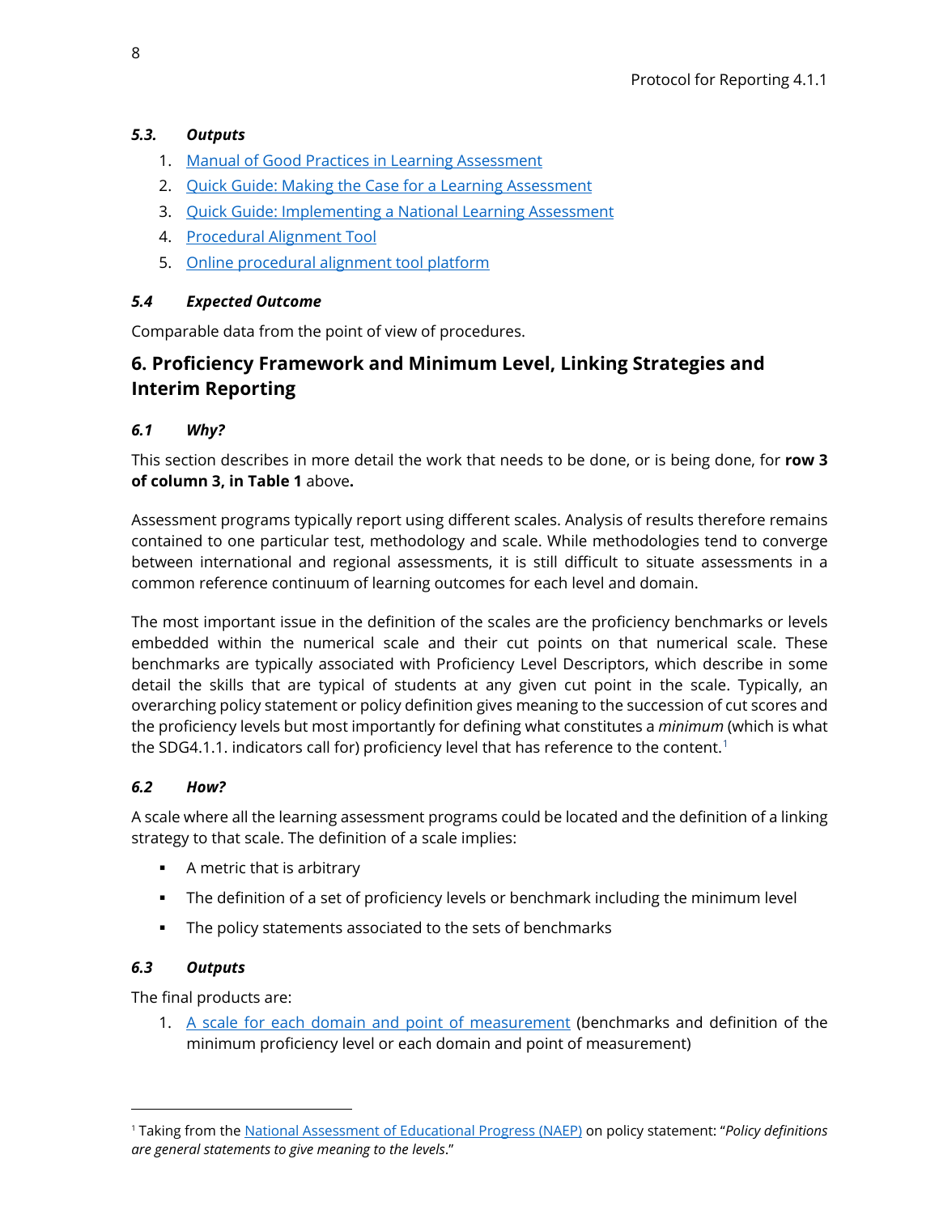### *5.3. Outputs*

1. Manual of Good Practices in Learning Assessment
2. Quick Guide: Making the Case for a Learning Assessment
3. Quick Guide: Implementing a National Learning Assessment
4. Procedural Alignment Tool
5. Online procedural alignment tool platform

### *5.4 Expected Outcome*

Comparable data from the point of view of procedures.

## 6. Proficiency Framework and Minimum Level, Linking Strategies and Interim Reporting

### *6.1 Why?*

This section describes in more detail the work that needs to be done, or is being done, for **row 3 of column 3, in Table 1** above**.**

Assessment programs typically report using different scales. Analysis of results therefore remains contained to one particular test, methodology and scale. While methodologies tend to converge between international and regional assessments, it is still difficult to situate assessments in a common reference continuum of learning outcomes for each level and domain.

The most important issue in the definition of the scales are the proficiency benchmarks or levels embedded within the numerical scale and their cut points on that numerical scale. These benchmarks are typically associated with Proficiency Level Descriptors, which describe in some detail the skills that are typical of students at any given cut point in the scale. Typically, an overarching policy statement or policy definition gives meaning to the succession of cut scores and the proficiency levels but most importantly for defining what constitutes a *minimum* (which is what the SDG4.1.1. indicators call for) proficiency level that has reference to the content.[1]

### *6.2 How?*

A scale where all the learning assessment programs could be located and the definition of a linking strategy to that scale. The definition of a scale implies:

- A metric that is arbitrary
- The definition of a set of proficiency levels or benchmark including the minimum level
- The policy statements associated to the sets of benchmarks

### *6.3 Outputs*

The final products are:

1. A scale for each domain and point of measurement (benchmarks and definition of the minimum proficiency level or each domain and point of measurement)

---

[1] Taking from the National Assessment of Educational Progress (NAEP) on policy statement: "*Policy definitions are general statements to give meaning to the levels*."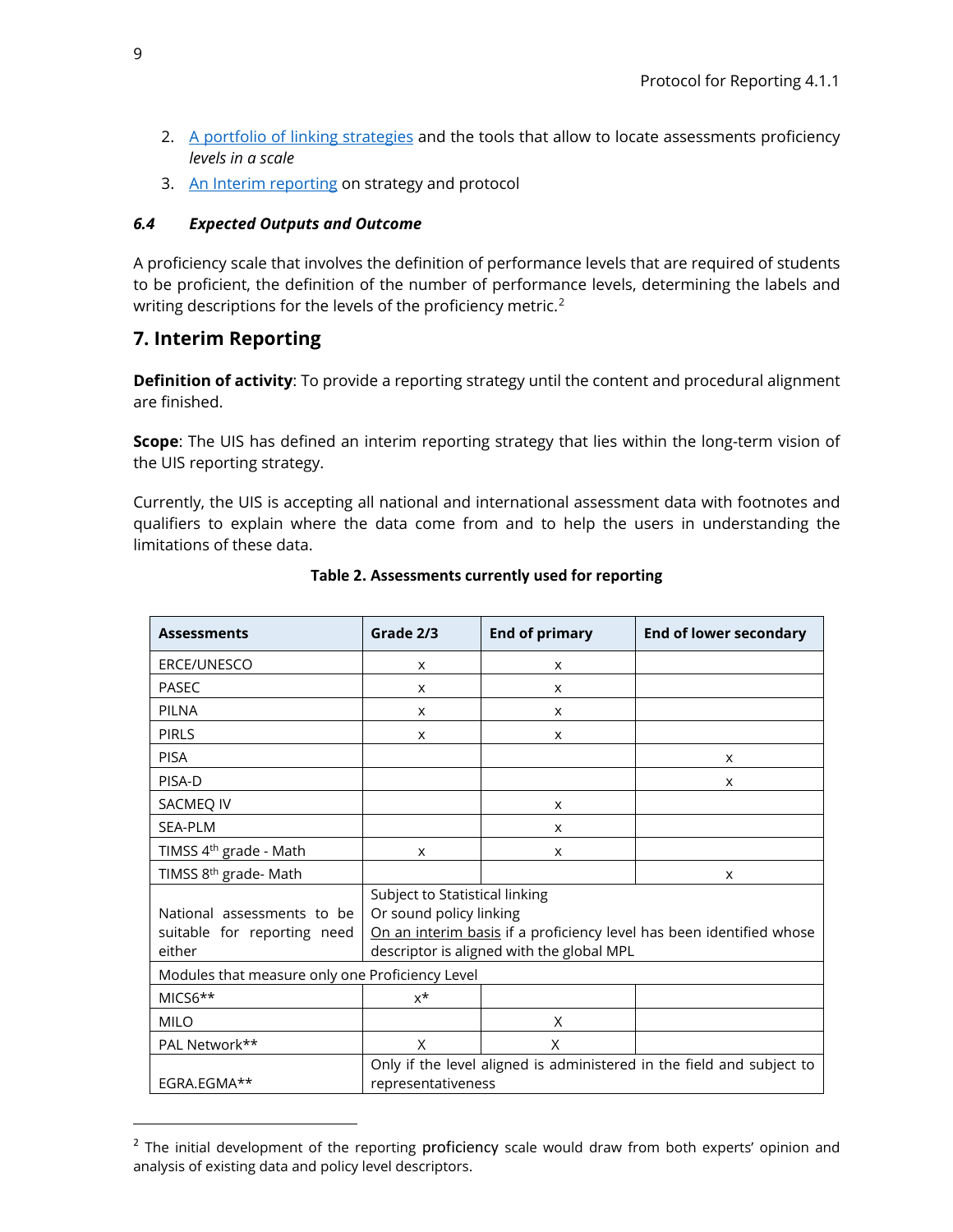2. [A portfolio of linking strategies]() and the tools that allow to locate assessments proficiency *levels in a scale*
3. [An Interim reporting]() on strategy and protocol

### *6.4 Expected Outputs and Outcome*

A proficiency scale that involves the definition of performance levels that are required of students to be proficient, the definition of the number of performance levels, determining the labels and writing descriptions for the levels of the proficiency metric.[2]

## 7. Interim Reporting

**Definition of activity**: To provide a reporting strategy until the content and procedural alignment are finished.

**Scope**: The UIS has defined an interim reporting strategy that lies within the long-term vision of the UIS reporting strategy.

Currently, the UIS is accepting all national and international assessment data with footnotes and qualifiers to explain where the data come from and to help the users in understanding the limitations of these data.

**Table 2. Assessments currently used for reporting**

| Assessments | Grade 2/3 | End of primary | End of lower secondary |
|---|---|---|---|
| ERCE/UNESCO | x | x | |
| PASEC | x | x | |
| PILNA | x | x | |
| PIRLS | x | x | |
| PISA | | | x |
| PISA-D | | | x |
| SACMEQ IV | | x | |
| SEA-PLM | | x | |
| TIMSS 4th grade - Math | x | x | |
| TIMSS 8th grade- Math | | | x |
| National assessments to be suitable for reporting need either | Subject to Statistical linking<br>Or sound policy linking<br>On an interim basis if a proficiency level has been identified whose descriptor is aligned with the global MPL | | |
| Modules that measure only one Proficiency Level | | | |
| MICS6** | x* | | |
| MILO | | X | |
| PAL Network** | X | X | |
| EGRA.EGMA** | Only if the level aligned is administered in the field and subject to representativeness | | |

[2] The initial development of the reporting proficiency scale would draw from both experts' opinion and analysis of existing data and policy level descriptors.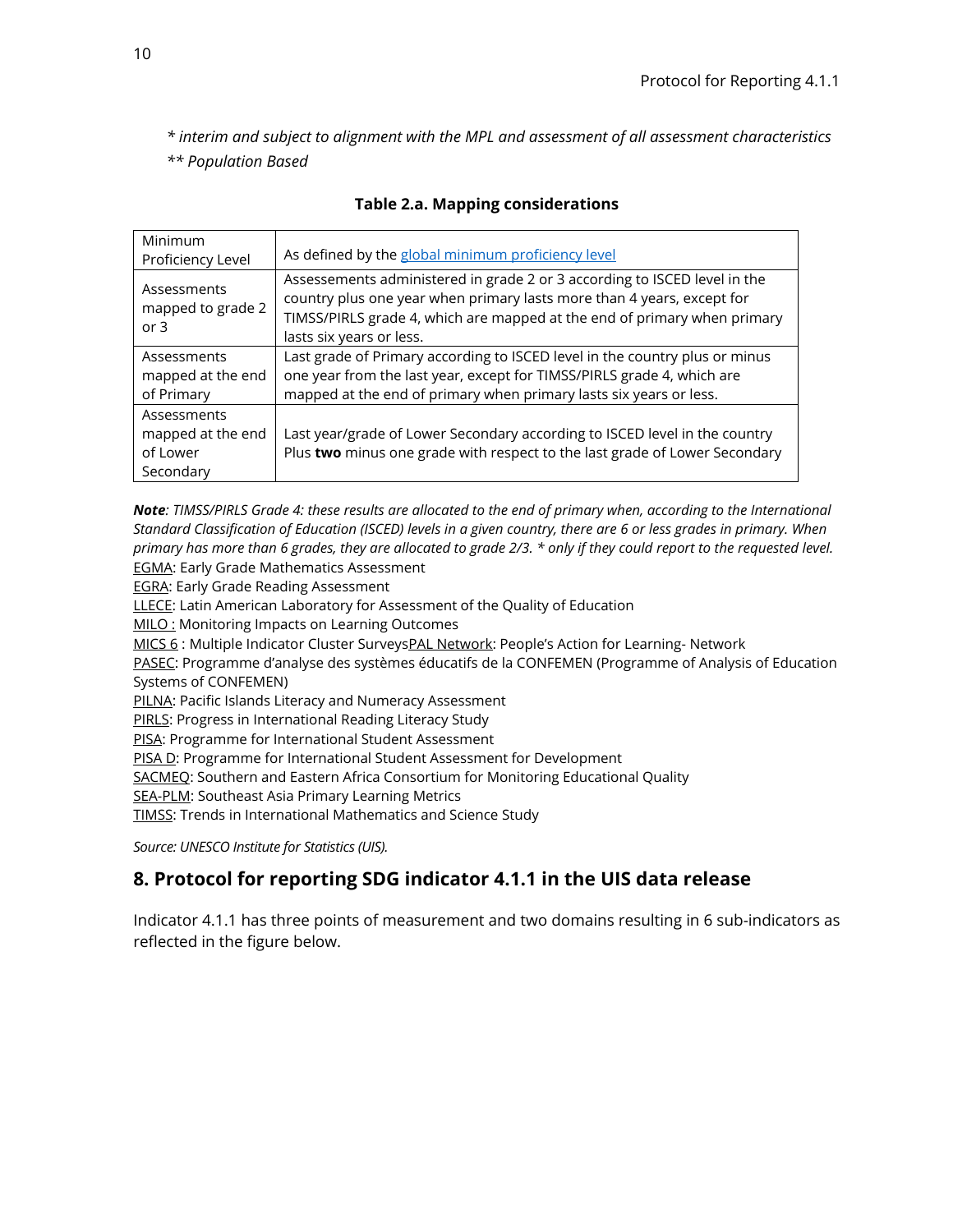*\* interim and subject to alignment with the MPL and assessment of all assessment characteristics*

*\*\* Population Based*

**Table 2.a. Mapping considerations**

| | |
|---|---|
| Minimum Proficiency Level | As defined by the [global minimum proficiency level](#) |
| Assessments mapped to grade 2 or 3 | Assessements administered in grade 2 or 3 according to ISCED level in the country plus one year when primary lasts more than 4 years, except for TIMSS/PIRLS grade 4, which are mapped at the end of primary when primary lasts six years or less. |
| Assessments mapped at the end of Primary | Last grade of Primary according to ISCED level in the country plus or minus one year from the last year, except for TIMSS/PIRLS grade 4, which are mapped at the end of primary when primary lasts six years or less. |
| Assessments mapped at the end of Lower Secondary | Last year/grade of Lower Secondary according to ISCED level in the country Plus **two** minus one grade with respect to the last grade of Lower Secondary |

***Note**: TIMSS/PIRLS Grade 4: these results are allocated to the end of primary when, according to the International Standard Classification of Education (ISCED) levels in a given country, there are 6 or less grades in primary. When primary has more than 6 grades, they are allocated to grade 2/3. \* only if they could report to the requested level.*

EGMA: Early Grade Mathematics Assessment

EGRA: Early Grade Reading Assessment

LLECE: Latin American Laboratory for Assessment of the Quality of Education

MILO : Monitoring Impacts on Learning Outcomes

MICS 6 : Multiple Indicator Cluster SurveysPAL Network: People's Action for Learning- Network

PASEC: Programme d'analyse des systèmes éducatifs de la CONFEMEN (Programme of Analysis of Education Systems of CONFEMEN)

PILNA: Pacific Islands Literacy and Numeracy Assessment

PIRLS: Progress in International Reading Literacy Study

PISA: Programme for International Student Assessment

PISA D: Programme for International Student Assessment for Development

SACMEQ: Southern and Eastern Africa Consortium for Monitoring Educational Quality

SEA-PLM: Southeast Asia Primary Learning Metrics

TIMSS: Trends in International Mathematics and Science Study

*Source: UNESCO Institute for Statistics (UIS).*

## 8. Protocol for reporting SDG indicator 4.1.1 in the UIS data release

Indicator 4.1.1 has three points of measurement and two domains resulting in 6 sub-indicators as reflected in the figure below.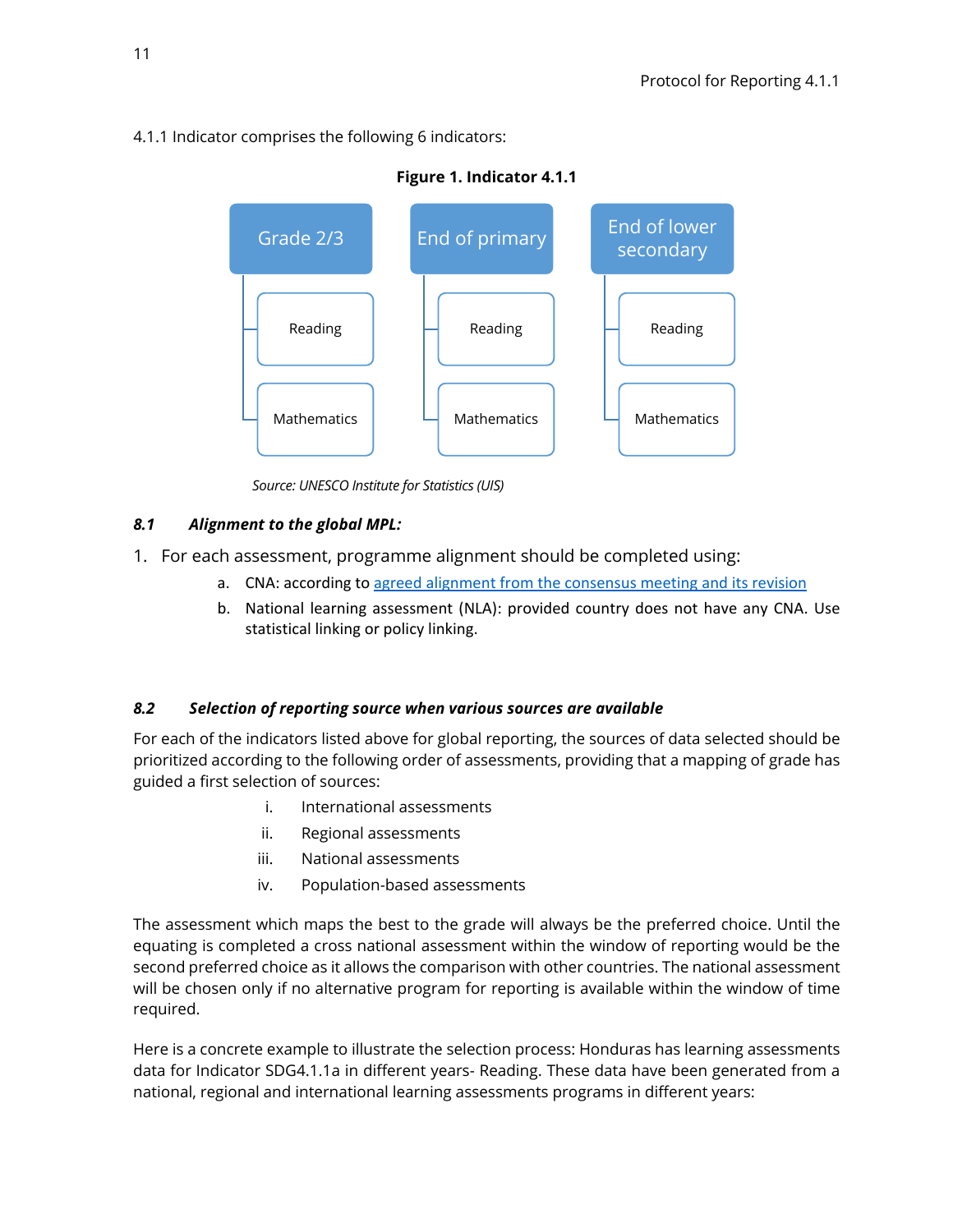4.1.1 Indicator comprises the following 6 indicators:

**Figure 1. Indicator 4.1.1**

- Grade 2/3
  - Reading
  - Mathematics
- End of primary
  - Reading
  - Mathematics
- End of lower secondary
  - Reading
  - Mathematics

*Source: UNESCO Institute for Statistics (UIS)*

### *8.1 Alignment to the global MPL:*

1. For each assessment, programme alignment should be completed using:
   a. CNA: according to [agreed alignment from the consensus meeting and its revision]()
   b. National learning assessment (NLA): provided country does not have any CNA. Use statistical linking or policy linking.

### *8.2 Selection of reporting source when various sources are available*

For each of the indicators listed above for global reporting, the sources of data selected should be prioritized according to the following order of assessments, providing that a mapping of grade has guided a first selection of sources:

i. International assessments
ii. Regional assessments
iii. National assessments
iv. Population-based assessments

The assessment which maps the best to the grade will always be the preferred choice. Until the equating is completed a cross national assessment within the window of reporting would be the second preferred choice as it allows the comparison with other countries. The national assessment will be chosen only if no alternative program for reporting is available within the window of time required.

Here is a concrete example to illustrate the selection process: Honduras has learning assessments data for Indicator SDG4.1.1a in different years- Reading. These data have been generated from a national, regional and international learning assessments programs in different years: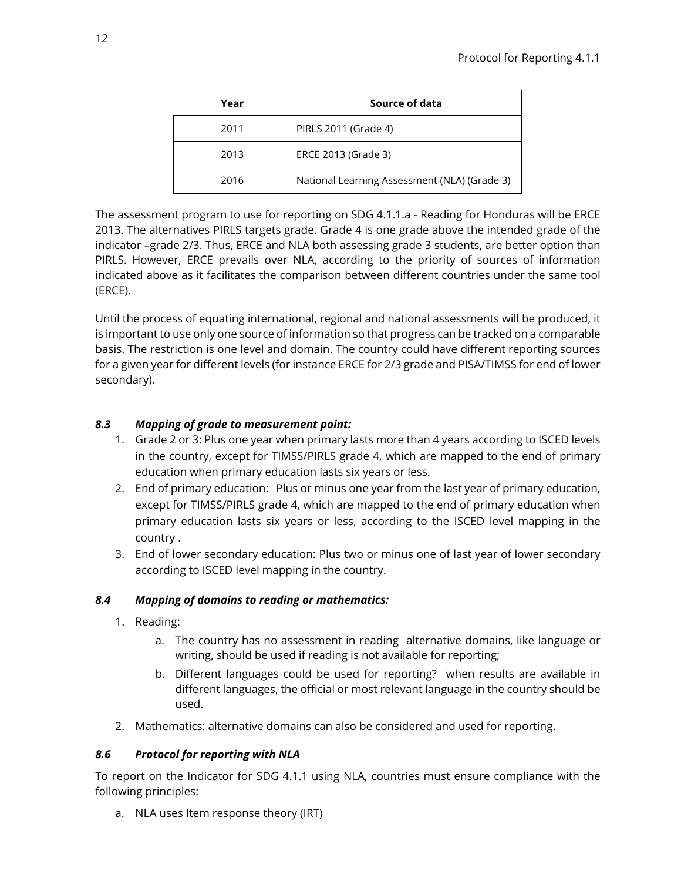| Year | Source of data |
|---|---|
| 2011 | PIRLS 2011 (Grade 4) |
| 2013 | ERCE 2013 (Grade 3) |
| 2016 | National Learning Assessment (NLA) (Grade 3) |

The assessment program to use for reporting on SDG 4.1.1.a - Reading for Honduras will be ERCE 2013. The alternatives PIRLS targets grade. Grade 4 is one grade above the intended grade of the indicator –grade 2/3. Thus, ERCE and NLA both assessing grade 3 students, are better option than PIRLS. However, ERCE prevails over NLA, according to the priority of sources of information indicated above as it facilitates the comparison between different countries under the same tool (ERCE).

Until the process of equating international, regional and national assessments will be produced, it is important to use only one source of information so that progress can be tracked on a comparable basis. The restriction is one level and domain. The country could have different reporting sources for a given year for different levels (for instance ERCE for 2/3 grade and PISA/TIMSS for end of lower secondary).

### *8.3 Mapping of grade to measurement point:*

1. Grade 2 or 3: Plus one year when primary lasts more than 4 years according to ISCED levels in the country, except for TIMSS/PIRLS grade 4, which are mapped to the end of primary education when primary education lasts six years or less.
2. End of primary education: Plus or minus one year from the last year of primary education, except for TIMSS/PIRLS grade 4, which are mapped to the end of primary education when primary education lasts six years or less, according to the ISCED level mapping in the country .
3. End of lower secondary education: Plus two or minus one of last year of lower secondary according to ISCED level mapping in the country.

### *8.4 Mapping of domains to reading or mathematics:*

1. Reading:
   a. The country has no assessment in reading alternative domains, like language or writing, should be used if reading is not available for reporting;
   b. Different languages could be used for reporting? when results are available in different languages, the official or most relevant language in the country should be used.
2. Mathematics: alternative domains can also be considered and used for reporting.

### *8.6 Protocol for reporting with NLA*

To report on the Indicator for SDG 4.1.1 using NLA, countries must ensure compliance with the following principles:

a. NLA uses Item response theory (IRT)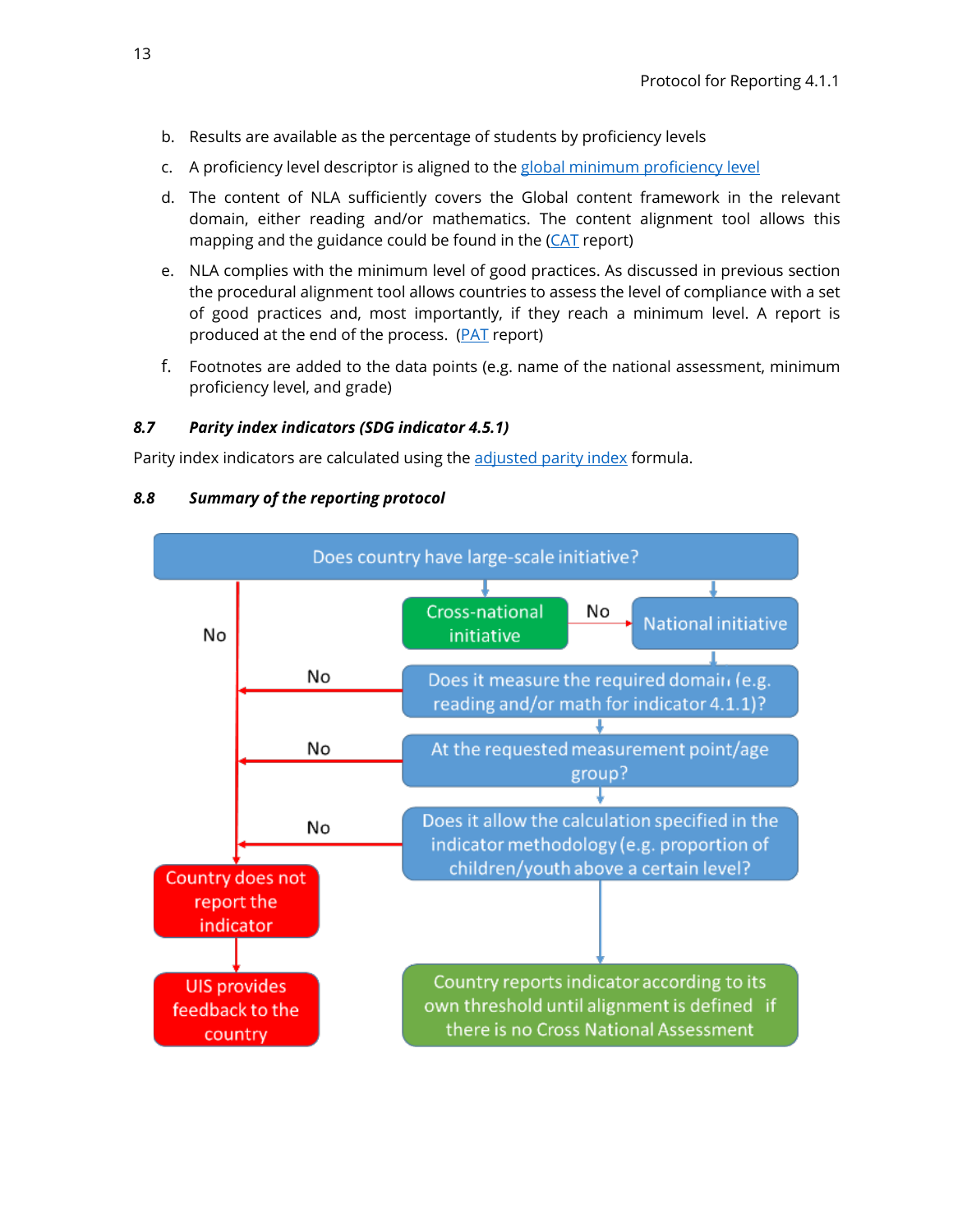b. Results are available as the percentage of students by proficiency levels

c. A proficiency level descriptor is aligned to the global minimum proficiency level

d. The content of NLA sufficiently covers the Global content framework in the relevant domain, either reading and/or mathematics. The content alignment tool allows this mapping and the guidance could be found in the (CAT report)

e. NLA complies with the minimum level of good practices. As discussed in previous section the procedural alignment tool allows countries to assess the level of compliance with a set of good practices and, most importantly, if they reach a minimum level. A report is produced at the end of the process. (PAT report)

f. Footnotes are added to the data points (e.g. name of the national assessment, minimum proficiency level, and grade)

### 8.7 *Parity index indicators (SDG indicator 4.5.1)*

Parity index indicators are calculated using the adjusted parity index formula.

### 8.8 *Summary of the reporting protocol*

Does country have large-scale initiative?

No

Cross-national initiative

No

National initiative

No

Does it measure the required domain (e.g. reading and/or math for indicator 4.1.1)?

No

At the requested measurement point/age group?

No

Does it allow the calculation specified in the indicator methodology (e.g. proportion of children/youth above a certain level?

Country does not report the indicator

UIS provides feedback to the country

Country reports indicator according to its own threshold until alignment is defined if there is no Cross National Assessment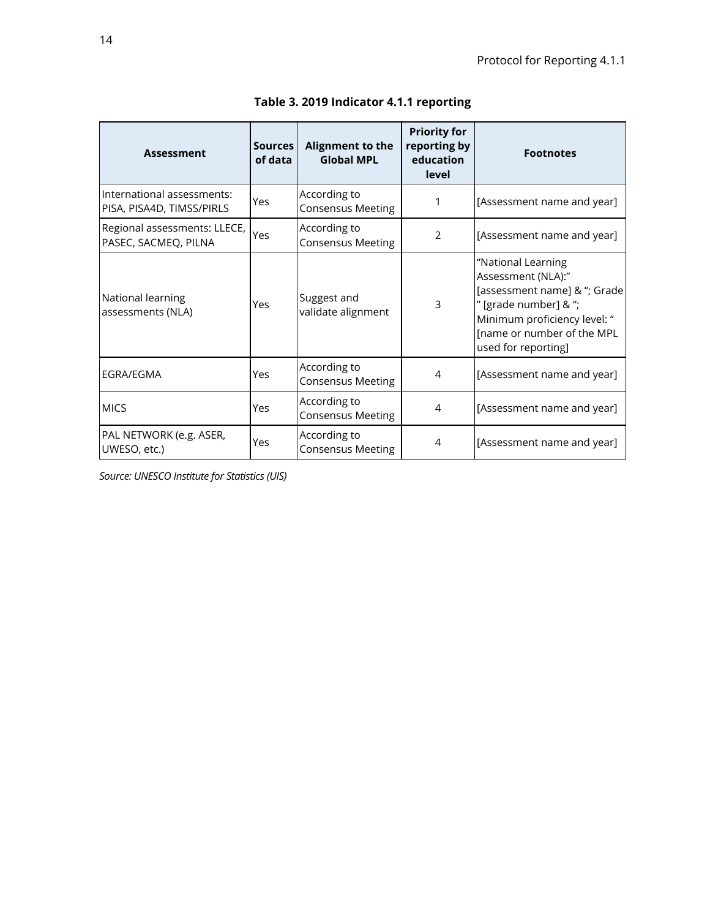**Table 3. 2019 Indicator 4.1.1 reporting**

| Assessment | Sources of data | Alignment to the Global MPL | Priority for reporting by education level | Footnotes |
|---|---|---|---|---|
| International assessments: PISA, PISA4D, TIMSS/PIRLS | Yes | According to Consensus Meeting | 1 | [Assessment name and year] |
| Regional assessments: LLECE, PASEC, SACMEQ, PILNA | Yes | According to Consensus Meeting | 2 | [Assessment name and year] |
| National learning assessments (NLA) | Yes | Suggest and validate alignment | 3 | "National Learning Assessment (NLA):" [assessment name] & "; Grade " [grade number] & "; Minimum proficiency level: " [name or number of the MPL used for reporting] |
| EGRA/EGMA | Yes | According to Consensus Meeting | 4 | [Assessment name and year] |
| MICS | Yes | According to Consensus Meeting | 4 | [Assessment name and year] |
| PAL NETWORK (e.g. ASER, UWESO, etc.) | Yes | According to Consensus Meeting | 4 | [Assessment name and year] |

*Source: UNESCO Institute for Statistics (UIS)*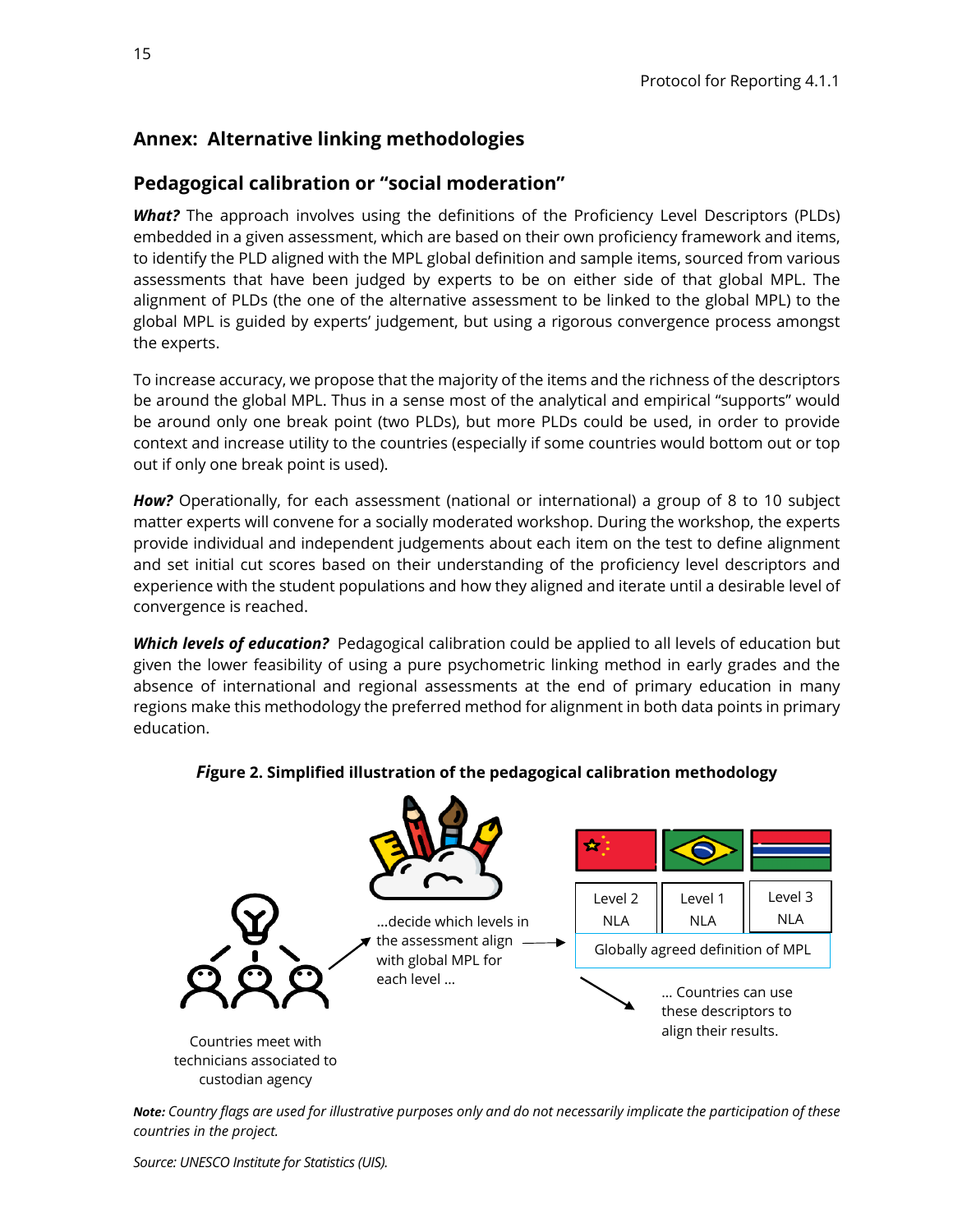# Annex: Alternative linking methodologies

## Pedagogical calibration or "social moderation"

***What?*** The approach involves using the definitions of the Proficiency Level Descriptors (PLDs) embedded in a given assessment, which are based on their own proficiency framework and items, to identify the PLD aligned with the MPL global definition and sample items, sourced from various assessments that have been judged by experts to be on either side of that global MPL. The alignment of PLDs (the one of the alternative assessment to be linked to the global MPL) to the global MPL is guided by experts' judgement, but using a rigorous convergence process amongst the experts.

To increase accuracy, we propose that the majority of the items and the richness of the descriptors be around the global MPL. Thus in a sense most of the analytical and empirical "supports" would be around only one break point (two PLDs), but more PLDs could be used, in order to provide context and increase utility to the countries (especially if some countries would bottom out or top out if only one break point is used).

***How?*** Operationally, for each assessment (national or international) a group of 8 to 10 subject matter experts will convene for a socially moderated workshop. During the workshop, the experts provide individual and independent judgements about each item on the test to define alignment and set initial cut scores based on their understanding of the proficiency level descriptors and experience with the student populations and how they aligned and iterate until a desirable level of convergence is reached.

***Which levels of education?*** Pedagogical calibration could be applied to all levels of education but given the lower feasibility of using a pure psychometric linking method in early grades and the absence of international and regional assessments at the end of primary education in many regions make this methodology the preferred method for alignment in both data points in primary education.

**Figure 2. Simplified illustration of the pedagogical calibration methodology**

Countries meet with technicians associated to custodian agency → ...decide which levels in the assessment align with global MPL for each level ... → Level 2 NLA | Level 1 NLA | Level 3 NLA; Globally agreed definition of MPL → ... Countries can use these descriptors to align their results.

*Note: Country flags are used for illustrative purposes only and do not necessarily implicate the participation of these countries in the project.*

*Source: UNESCO Institute for Statistics (UIS).*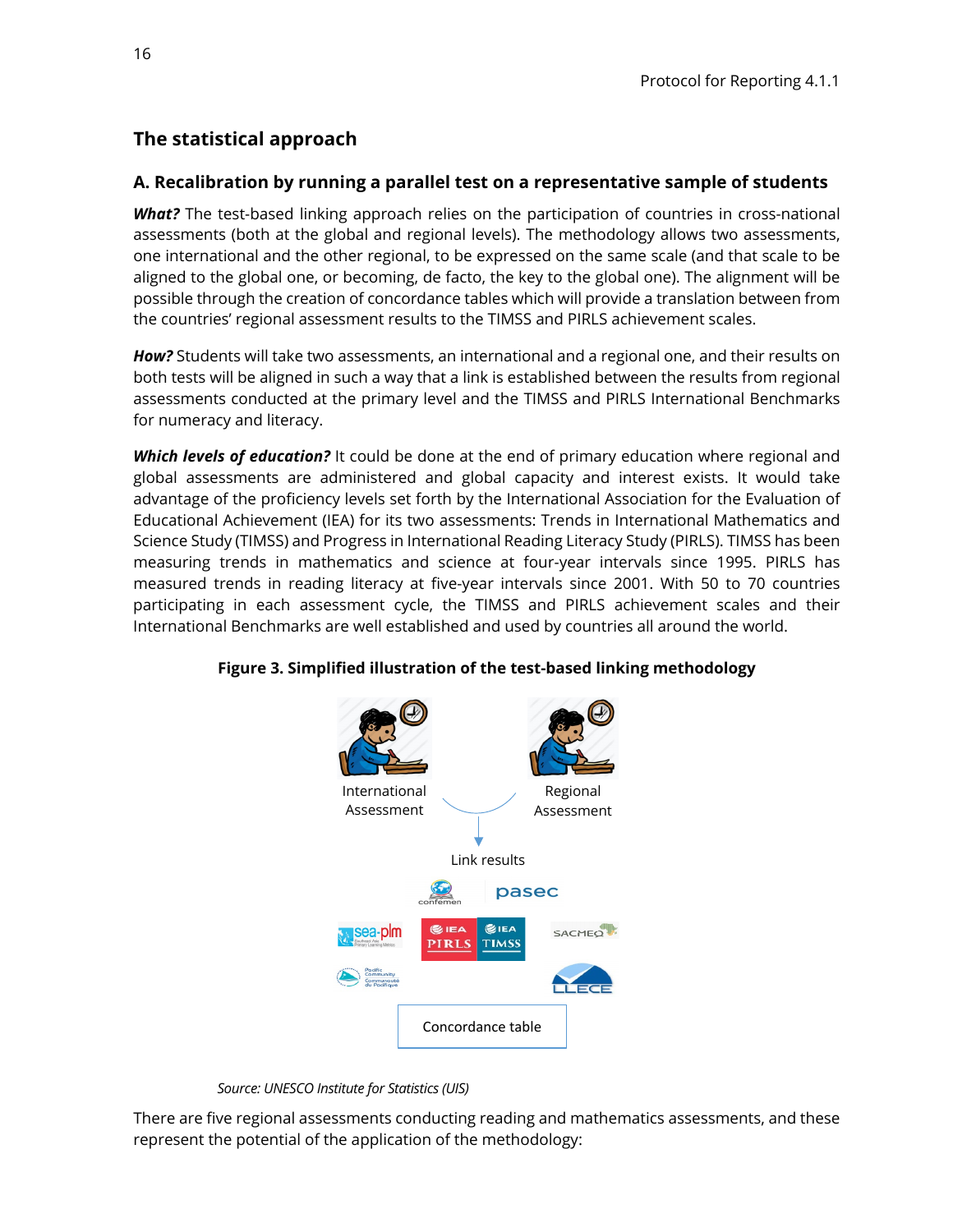## The statistical approach

### A. Recalibration by running a parallel test on a representative sample of students

***What?*** The test-based linking approach relies on the participation of countries in cross-national assessments (both at the global and regional levels). The methodology allows two assessments, one international and the other regional, to be expressed on the same scale (and that scale to be aligned to the global one, or becoming, de facto, the key to the global one). The alignment will be possible through the creation of concordance tables which will provide a translation between from the countries' regional assessment results to the TIMSS and PIRLS achievement scales.

***How?*** Students will take two assessments, an international and a regional one, and their results on both tests will be aligned in such a way that a link is established between the results from regional assessments conducted at the primary level and the TIMSS and PIRLS International Benchmarks for numeracy and literacy.

***Which levels of education?*** It could be done at the end of primary education where regional and global assessments are administered and global capacity and interest exists. It would take advantage of the proficiency levels set forth by the International Association for the Evaluation of Educational Achievement (IEA) for its two assessments: Trends in International Mathematics and Science Study (TIMSS) and Progress in International Reading Literacy Study (PIRLS). TIMSS has been measuring trends in mathematics and science at four-year intervals since 1995. PIRLS has measured trends in reading literacy at five-year intervals since 2001. With 50 to 70 countries participating in each assessment cycle, the TIMSS and PIRLS achievement scales and their International Benchmarks are well established and used by countries all around the world.

**Figure 3. Simplified illustration of the test-based linking methodology**

International Assessment

Regional Assessment

Link results

Concordance table

*Source: UNESCO Institute for Statistics (UIS)*

There are five regional assessments conducting reading and mathematics assessments, and these represent the potential of the application of the methodology: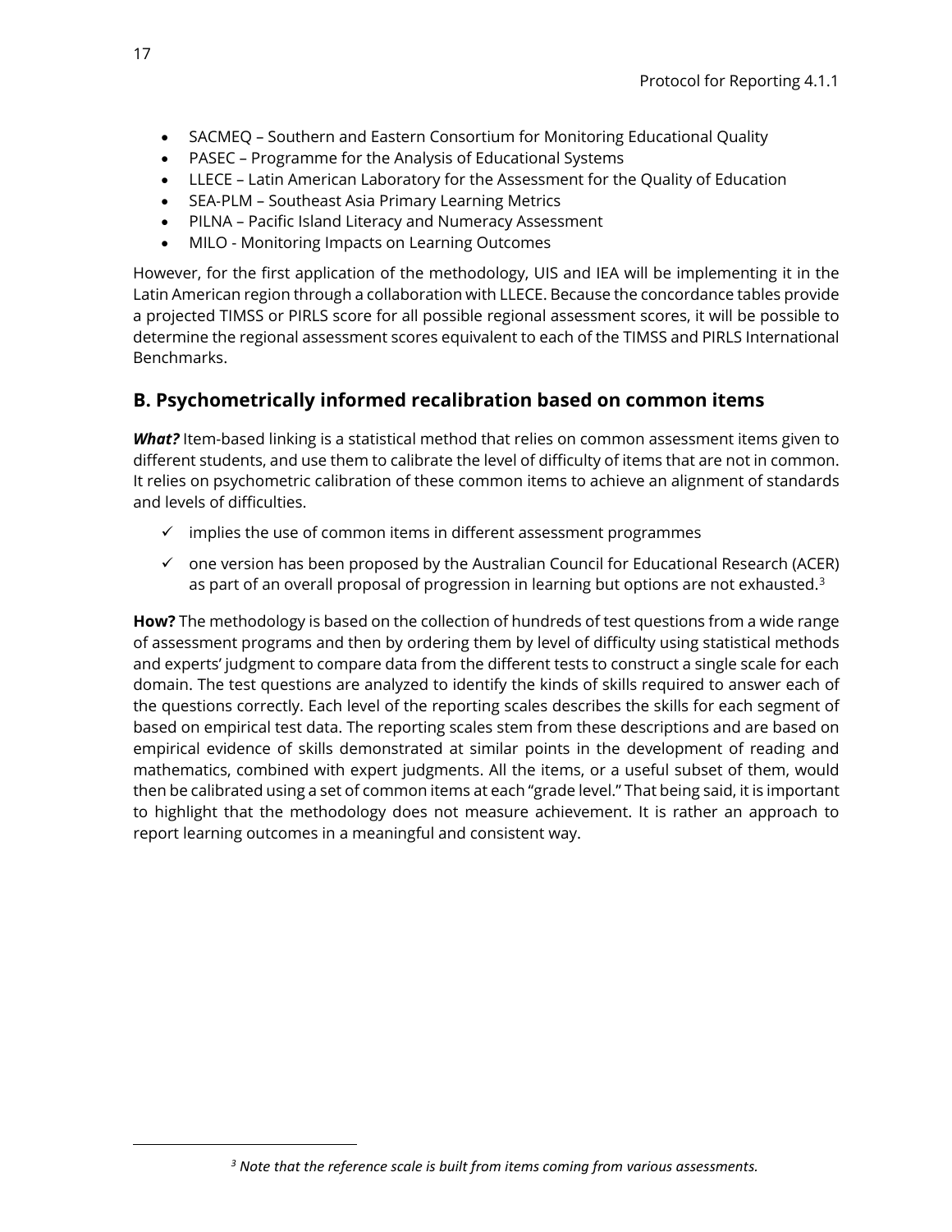- SACMEQ – Southern and Eastern Consortium for Monitoring Educational Quality
- PASEC – Programme for the Analysis of Educational Systems
- LLECE – Latin American Laboratory for the Assessment for the Quality of Education
- SEA-PLM – Southeast Asia Primary Learning Metrics
- PILNA – Pacific Island Literacy and Numeracy Assessment
- MILO - Monitoring Impacts on Learning Outcomes

However, for the first application of the methodology, UIS and IEA will be implementing it in the Latin American region through a collaboration with LLECE. Because the concordance tables provide a projected TIMSS or PIRLS score for all possible regional assessment scores, it will be possible to determine the regional assessment scores equivalent to each of the TIMSS and PIRLS International Benchmarks.

## B. Psychometrically informed recalibration based on common items

***What?*** Item-based linking is a statistical method that relies on common assessment items given to different students, and use them to calibrate the level of difficulty of items that are not in common. It relies on psychometric calibration of these common items to achieve an alignment of standards and levels of difficulties.

- ✓ implies the use of common items in different assessment programmes
- ✓ one version has been proposed by the Australian Council for Educational Research (ACER) as part of an overall proposal of progression in learning but options are not exhausted.[3]

**How?** The methodology is based on the collection of hundreds of test questions from a wide range of assessment programs and then by ordering them by level of difficulty using statistical methods and experts' judgment to compare data from the different tests to construct a single scale for each domain. The test questions are analyzed to identify the kinds of skills required to answer each of the questions correctly. Each level of the reporting scales describes the skills for each segment of based on empirical test data. The reporting scales stem from these descriptions and are based on empirical evidence of skills demonstrated at similar points in the development of reading and mathematics, combined with expert judgments. All the items, or a useful subset of them, would then be calibrated using a set of common items at each "grade level." That being said, it is important to highlight that the methodology does not measure achievement. It is rather an approach to report learning outcomes in a meaningful and consistent way.

---

[3] *Note that the reference scale is built from items coming from various assessments.*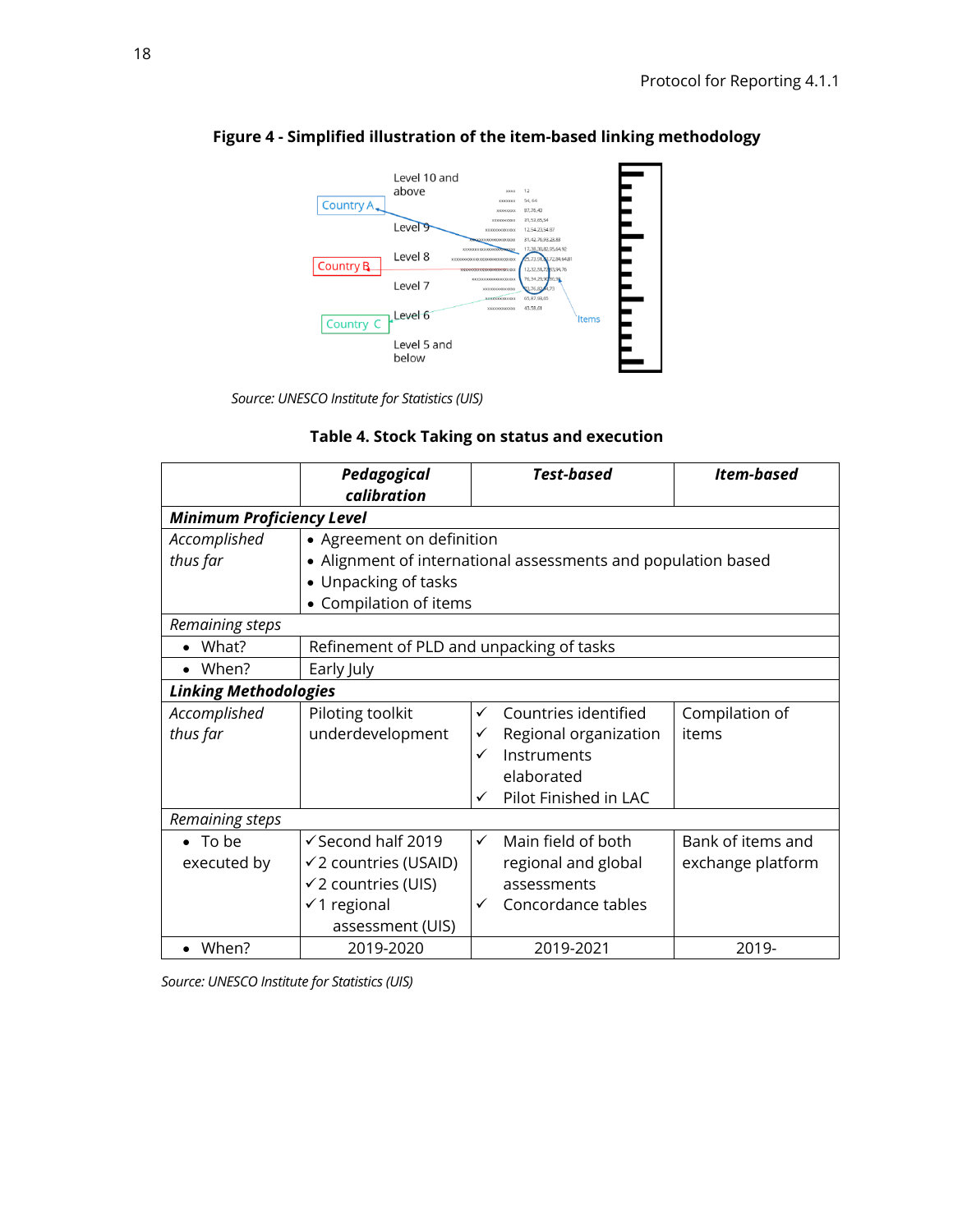**Figure 4 - Simplified illustration of the item-based linking methodology**

Level 10 and above

Country A

Level 9

Country B

Level 8

Level 7

Country C

Level 6

Level 5 and below

Items

*Source: UNESCO Institute for Statistics (UIS)*

**Table 4. Stock Taking on status and execution**

| | ***Pedagogical calibration*** | ***Test-based*** | ***Item-based*** |
|---|---|---|---|
| ***Minimum Proficiency Level*** | | | |
| *Accomplished thus far* | • Agreement on definition<br>• Alignment of international assessments and population based<br>• Unpacking of tasks<br>• Compilation of items | | |
| *Remaining steps* | | | |
| • What? | Refinement of PLD and unpacking of tasks | | |
| • When? | Early July | | |
| ***Linking Methodologies*** | | | |
| *Accomplished thus far* | Piloting toolkit underdevelopment | ✓ Countries identified<br>✓ Regional organization<br>✓ Instruments elaborated<br>✓ Pilot Finished in LAC | Compilation of items |
| *Remaining steps* | | | |
| • To be executed by | ✓Second half 2019<br>✓2 countries (USAID)<br>✓2 countries (UIS)<br>✓1 regional assessment (UIS) | ✓ Main field of both regional and global assessments<br>✓ Concordance tables | Bank of items and exchange platform |
| • When? | 2019-2020 | 2019-2021 | 2019- |

*Source: UNESCO Institute for Statistics (UIS)*